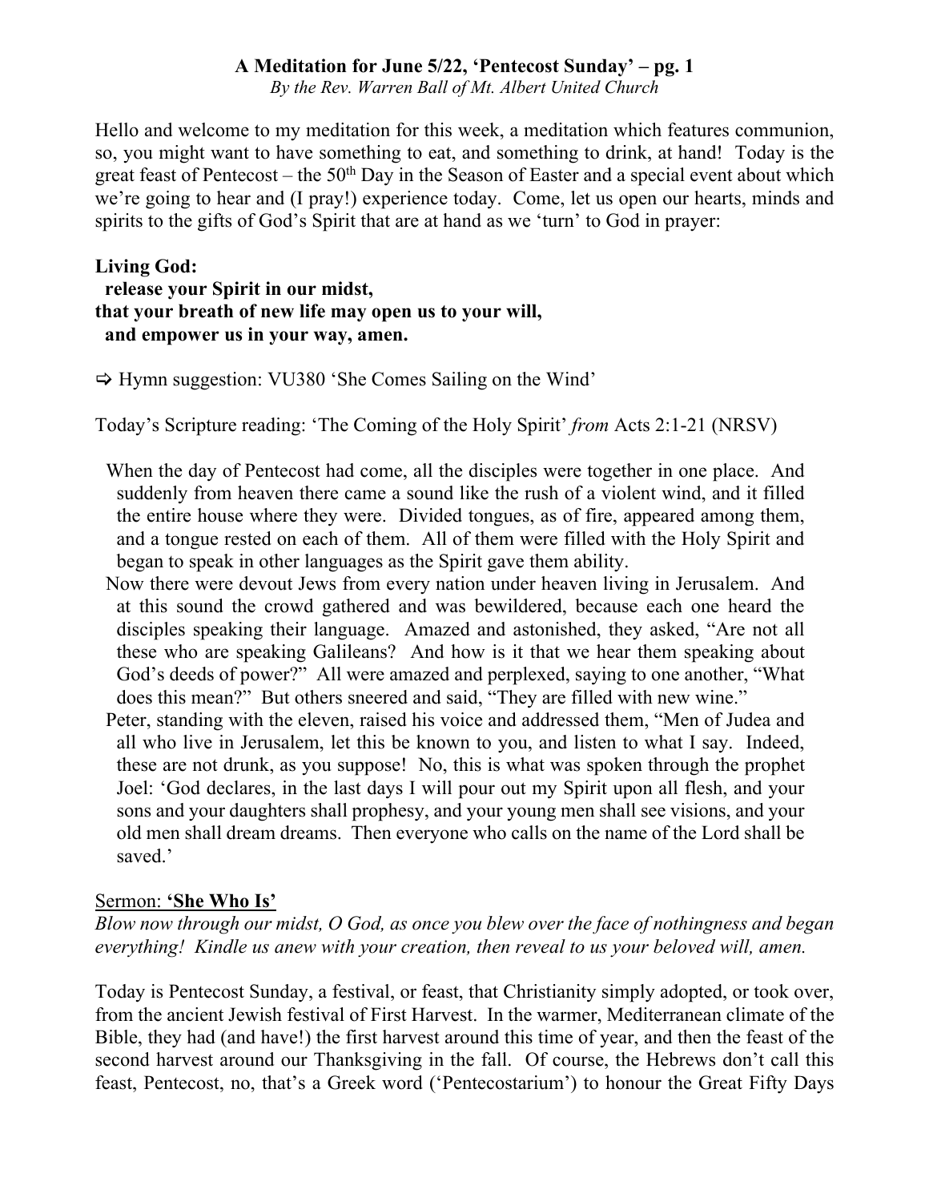**A Meditation for June 5/22, 'Pentecost Sunday' – pg. 1**

*By the Rev. Warren Ball of Mt. Albert United Church*

Hello and welcome to my meditation for this week, a meditation which features communion, so, you might want to have something to eat, and something to drink, at hand! Today is the great feast of Pentecost – the 50th Day in the Season of Easter and a special event about which we're going to hear and (I pray!) experience today. Come, let us open our hearts, minds and spirits to the gifts of God's Spirit that are at hand as we 'turn' to God in prayer:

**Living God:**
**release your Spirit in our midst,**
**that your breath of new life may open us to your will,**
**and empower us in your way, amen.**

⇨ Hymn suggestion: VU380 'She Comes Sailing on the Wind'

Today's Scripture reading: 'The Coming of the Holy Spirit' *from* Acts 2:1-21 (NRSV)

When the day of Pentecost had come, all the disciples were together in one place. And suddenly from heaven there came a sound like the rush of a violent wind, and it filled the entire house where they were. Divided tongues, as of fire, appeared among them, and a tongue rested on each of them. All of them were filled with the Holy Spirit and began to speak in other languages as the Spirit gave them ability.

Now there were devout Jews from every nation under heaven living in Jerusalem. And at this sound the crowd gathered and was bewildered, because each one heard the disciples speaking their language. Amazed and astonished, they asked, "Are not all these who are speaking Galileans? And how is it that we hear them speaking about God's deeds of power?" All were amazed and perplexed, saying to one another, "What does this mean?" But others sneered and said, "They are filled with new wine."

Peter, standing with the eleven, raised his voice and addressed them, "Men of Judea and all who live in Jerusalem, let this be known to you, and listen to what I say. Indeed, these are not drunk, as you suppose! No, this is what was spoken through the prophet Joel: 'God declares, in the last days I will pour out my Spirit upon all flesh, and your sons and your daughters shall prophesy, and your young men shall see visions, and your old men shall dream dreams. Then everyone who calls on the name of the Lord shall be saved.'

Sermon: **'She Who Is'**

*Blow now through our midst, O God, as once you blew over the face of nothingness and began everything! Kindle us anew with your creation, then reveal to us your beloved will, amen.*

Today is Pentecost Sunday, a festival, or feast, that Christianity simply adopted, or took over, from the ancient Jewish festival of First Harvest. In the warmer, Mediterranean climate of the Bible, they had (and have!) the first harvest around this time of year, and then the feast of the second harvest around our Thanksgiving in the fall. Of course, the Hebrews don't call this feast, Pentecost, no, that's a Greek word ('Pentecostarium') to honour the Great Fifty Days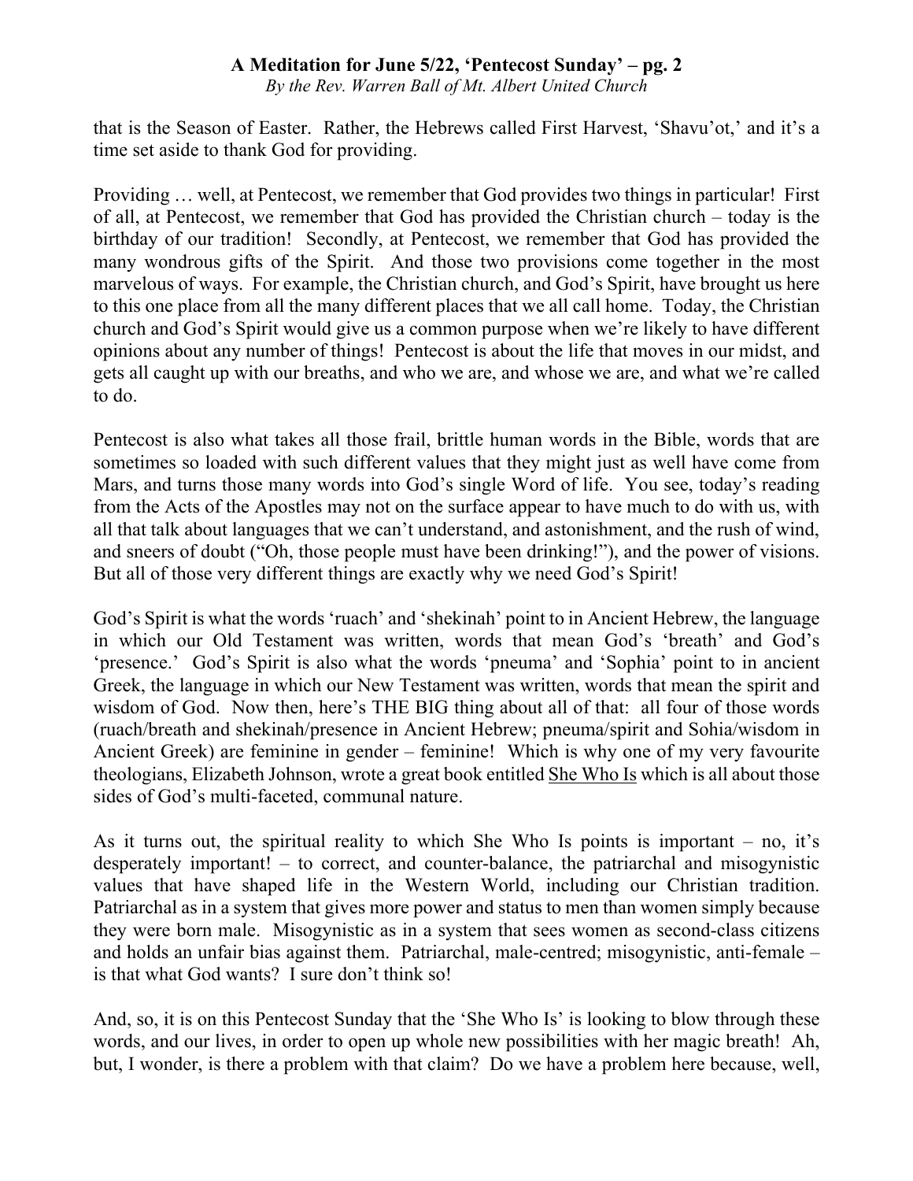that is the Season of Easter. Rather, the Hebrews called First Harvest, 'Shavu'ot,' and it's a time set aside to thank God for providing.

Providing … well, at Pentecost, we remember that God provides two things in particular! First of all, at Pentecost, we remember that God has provided the Christian church – today is the birthday of our tradition! Secondly, at Pentecost, we remember that God has provided the many wondrous gifts of the Spirit. And those two provisions come together in the most marvelous of ways. For example, the Christian church, and God's Spirit, have brought us here to this one place from all the many different places that we all call home. Today, the Christian church and God's Spirit would give us a common purpose when we're likely to have different opinions about any number of things! Pentecost is about the life that moves in our midst, and gets all caught up with our breaths, and who we are, and whose we are, and what we're called to do.

Pentecost is also what takes all those frail, brittle human words in the Bible, words that are sometimes so loaded with such different values that they might just as well have come from Mars, and turns those many words into God's single Word of life. You see, today's reading from the Acts of the Apostles may not on the surface appear to have much to do with us, with all that talk about languages that we can't understand, and astonishment, and the rush of wind, and sneers of doubt ("Oh, those people must have been drinking!"), and the power of visions. But all of those very different things are exactly why we need God's Spirit!

God's Spirit is what the words 'ruach' and 'shekinah' point to in Ancient Hebrew, the language in which our Old Testament was written, words that mean God's 'breath' and God's 'presence.' God's Spirit is also what the words 'pneuma' and 'Sophia' point to in ancient Greek, the language in which our New Testament was written, words that mean the spirit and wisdom of God. Now then, here's THE BIG thing about all of that: all four of those words (ruach/breath and shekinah/presence in Ancient Hebrew; pneuma/spirit and Sohia/wisdom in Ancient Greek) are feminine in gender – feminine! Which is why one of my very favourite theologians, Elizabeth Johnson, wrote a great book entitled She Who Is which is all about those sides of God's multi-faceted, communal nature.

As it turns out, the spiritual reality to which She Who Is points is important – no, it's desperately important! – to correct, and counter-balance, the patriarchal and misogynistic values that have shaped life in the Western World, including our Christian tradition. Patriarchal as in a system that gives more power and status to men than women simply because they were born male. Misogynistic as in a system that sees women as second-class citizens and holds an unfair bias against them. Patriarchal, male-centred; misogynistic, anti-female – is that what God wants? I sure don't think so!

And, so, it is on this Pentecost Sunday that the 'She Who Is' is looking to blow through these words, and our lives, in order to open up whole new possibilities with her magic breath! Ah, but, I wonder, is there a problem with that claim? Do we have a problem here because, well,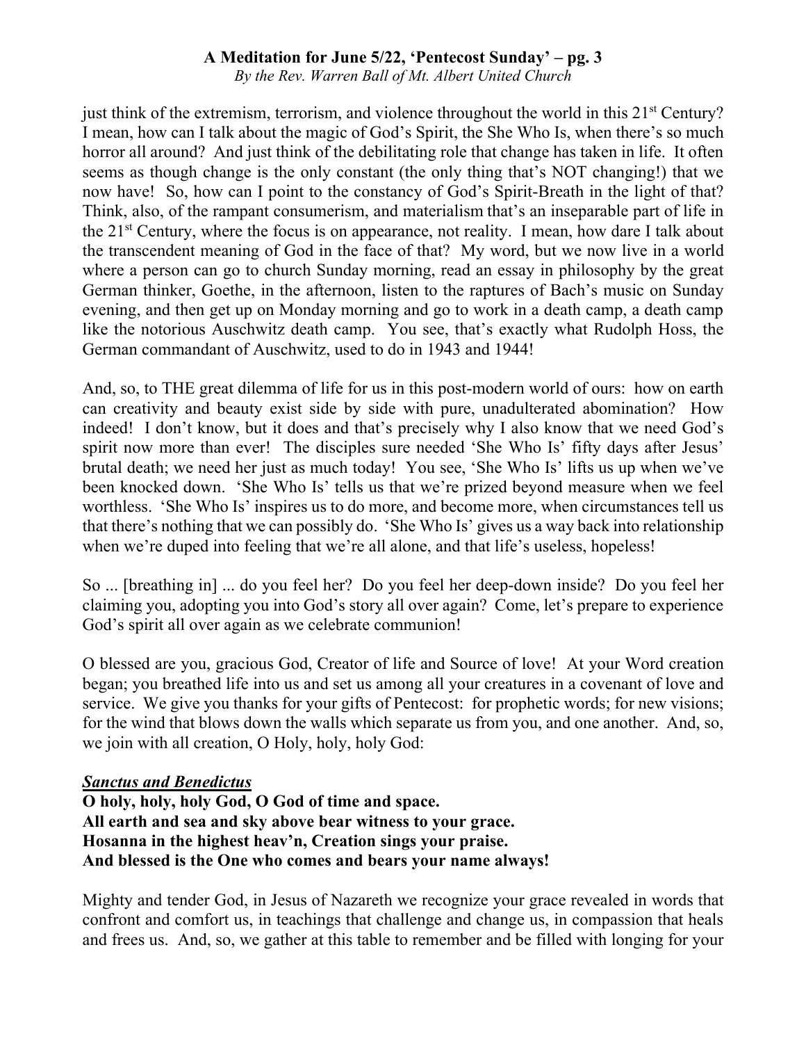just think of the extremism, terrorism, and violence throughout the world in this 21st Century? I mean, how can I talk about the magic of God's Spirit, the She Who Is, when there's so much horror all around? And just think of the debilitating role that change has taken in life. It often seems as though change is the only constant (the only thing that's NOT changing!) that we now have! So, how can I point to the constancy of God's Spirit-Breath in the light of that? Think, also, of the rampant consumerism, and materialism that's an inseparable part of life in the 21st Century, where the focus is on appearance, not reality. I mean, how dare I talk about the transcendent meaning of God in the face of that? My word, but we now live in a world where a person can go to church Sunday morning, read an essay in philosophy by the great German thinker, Goethe, in the afternoon, listen to the raptures of Bach's music on Sunday evening, and then get up on Monday morning and go to work in a death camp, a death camp like the notorious Auschwitz death camp. You see, that's exactly what Rudolph Hoss, the German commandant of Auschwitz, used to do in 1943 and 1944!

And, so, to THE great dilemma of life for us in this post-modern world of ours: how on earth can creativity and beauty exist side by side with pure, unadulterated abomination? How indeed! I don't know, but it does and that's precisely why I also know that we need God's spirit now more than ever! The disciples sure needed 'She Who Is' fifty days after Jesus' brutal death; we need her just as much today! You see, 'She Who Is' lifts us up when we've been knocked down. 'She Who Is' tells us that we're prized beyond measure when we feel worthless. 'She Who Is' inspires us to do more, and become more, when circumstances tell us that there's nothing that we can possibly do. 'She Who Is' gives us a way back into relationship when we're duped into feeling that we're all alone, and that life's useless, hopeless!

So ... [breathing in] ... do you feel her? Do you feel her deep-down inside? Do you feel her claiming you, adopting you into God's story all over again? Come, let's prepare to experience God's spirit all over again as we celebrate communion!

O blessed are you, gracious God, Creator of life and Source of love! At your Word creation began; you breathed life into us and set us among all your creatures in a covenant of love and service. We give you thanks for your gifts of Pentecost: for prophetic words; for new visions; for the wind that blows down the walls which separate us from you, and one another. And, so, we join with all creation, O Holy, holy, holy God:

***Sanctus and Benedictus***

**O holy, holy, holy God, O God of time and space.**
**All earth and sea and sky above bear witness to your grace.**
**Hosanna in the highest heav'n, Creation sings your praise.**
**And blessed is the One who comes and bears your name always!**

Mighty and tender God, in Jesus of Nazareth we recognize your grace revealed in words that confront and comfort us, in teachings that challenge and change us, in compassion that heals and frees us. And, so, we gather at this table to remember and be filled with longing for your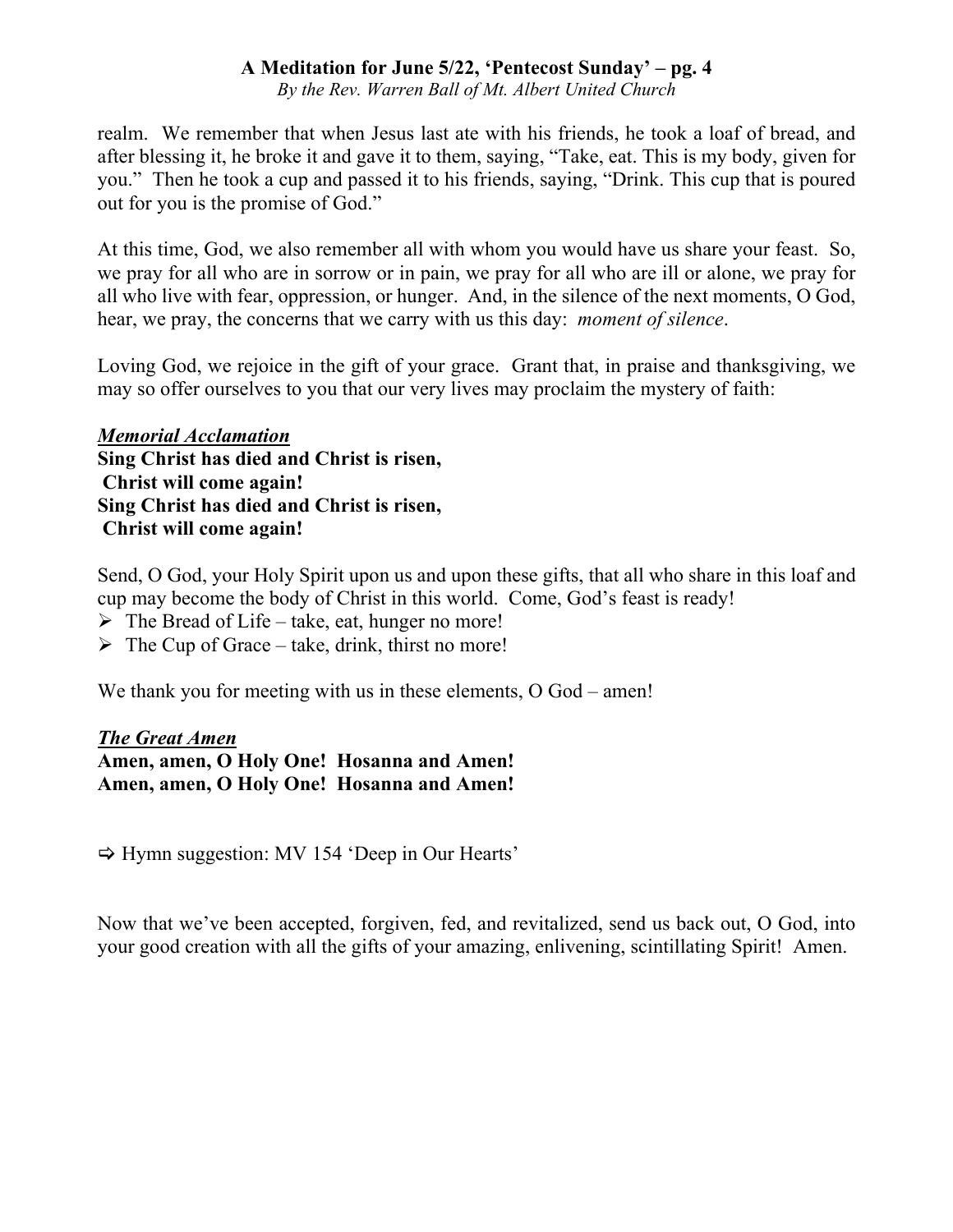realm. We remember that when Jesus last ate with his friends, he took a loaf of bread, and after blessing it, he broke it and gave it to them, saying, "Take, eat. This is my body, given for you." Then he took a cup and passed it to his friends, saying, "Drink. This cup that is poured out for you is the promise of God."

At this time, God, we also remember all with whom you would have us share your feast. So, we pray for all who are in sorrow or in pain, we pray for all who are ill or alone, we pray for all who live with fear, oppression, or hunger. And, in the silence of the next moments, O God, hear, we pray, the concerns that we carry with us this day: *moment of silence*.

Loving God, we rejoice in the gift of your grace. Grant that, in praise and thanksgiving, we may so offer ourselves to you that our very lives may proclaim the mystery of faith:

***Memorial Acclamation***
**Sing Christ has died and Christ is risen,**
**Christ will come again!**
**Sing Christ has died and Christ is risen,**
**Christ will come again!**

Send, O God, your Holy Spirit upon us and upon these gifts, that all who share in this loaf and cup may become the body of Christ in this world. Come, God's feast is ready!

- The Bread of Life – take, eat, hunger no more!
- The Cup of Grace – take, drink, thirst no more!

We thank you for meeting with us in these elements, O God – amen!

***The Great Amen***
**Amen, amen, O Holy One! Hosanna and Amen!**
**Amen, amen, O Holy One! Hosanna and Amen!**

⇨ Hymn suggestion: MV 154 'Deep in Our Hearts'

Now that we've been accepted, forgiven, fed, and revitalized, send us back out, O God, into your good creation with all the gifts of your amazing, enlivening, scintillating Spirit! Amen.